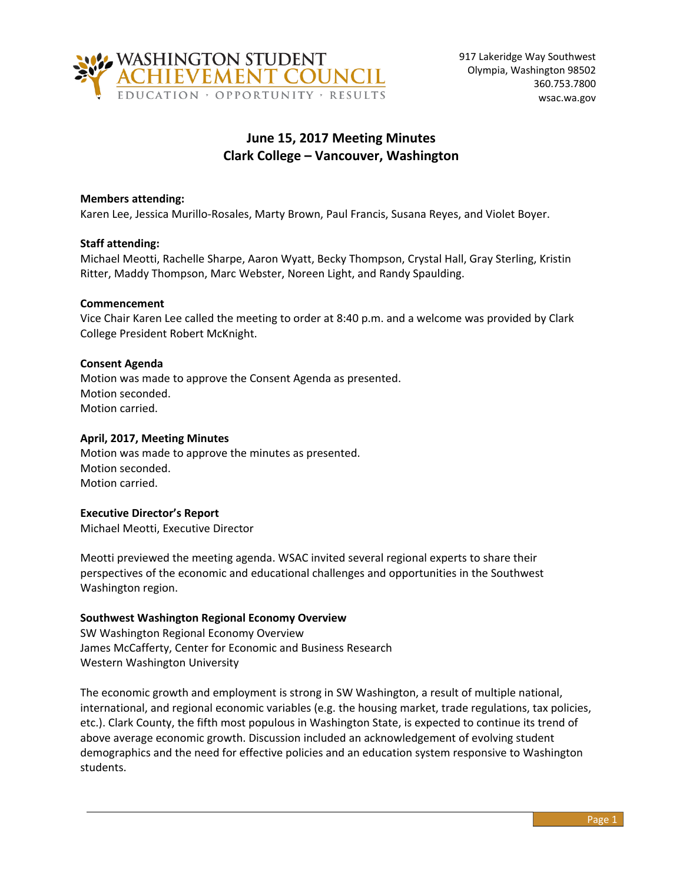WASHINGTON STUDENT ACHIEVEMENT COUNCIL
EDUCATION · OPPORTUNITY · RESULTS

917 Lakeridge Way Southwest
Olympia, Washington 98502
360.753.7800
wsac.wa.gov

# June 15, 2017 Meeting Minutes
# Clark College – Vancouver, Washington

**Members attending:**
Karen Lee, Jessica Murillo-Rosales, Marty Brown, Paul Francis, Susana Reyes, and Violet Boyer.

**Staff attending:**
Michael Meotti, Rachelle Sharpe, Aaron Wyatt, Becky Thompson, Crystal Hall, Gray Sterling, Kristin Ritter, Maddy Thompson, Marc Webster, Noreen Light, and Randy Spaulding.

**Commencement**
Vice Chair Karen Lee called the meeting to order at 8:40 p.m. and a welcome was provided by Clark College President Robert McKnight.

**Consent Agenda**
Motion was made to approve the Consent Agenda as presented.
Motion seconded.
Motion carried.

**April, 2017, Meeting Minutes**
Motion was made to approve the minutes as presented.
Motion seconded.
Motion carried.

**Executive Director's Report**
Michael Meotti, Executive Director

Meotti previewed the meeting agenda. WSAC invited several regional experts to share their perspectives of the economic and educational challenges and opportunities in the Southwest Washington region.

**Southwest Washington Regional Economy Overview**
SW Washington Regional Economy Overview
James McCafferty, Center for Economic and Business Research
Western Washington University

The economic growth and employment is strong in SW Washington, a result of multiple national, international, and regional economic variables (e.g. the housing market, trade regulations, tax policies, etc.). Clark County, the fifth most populous in Washington State, is expected to continue its trend of above average economic growth. Discussion included an acknowledgement of evolving student demographics and the need for effective policies and an education system responsive to Washington students.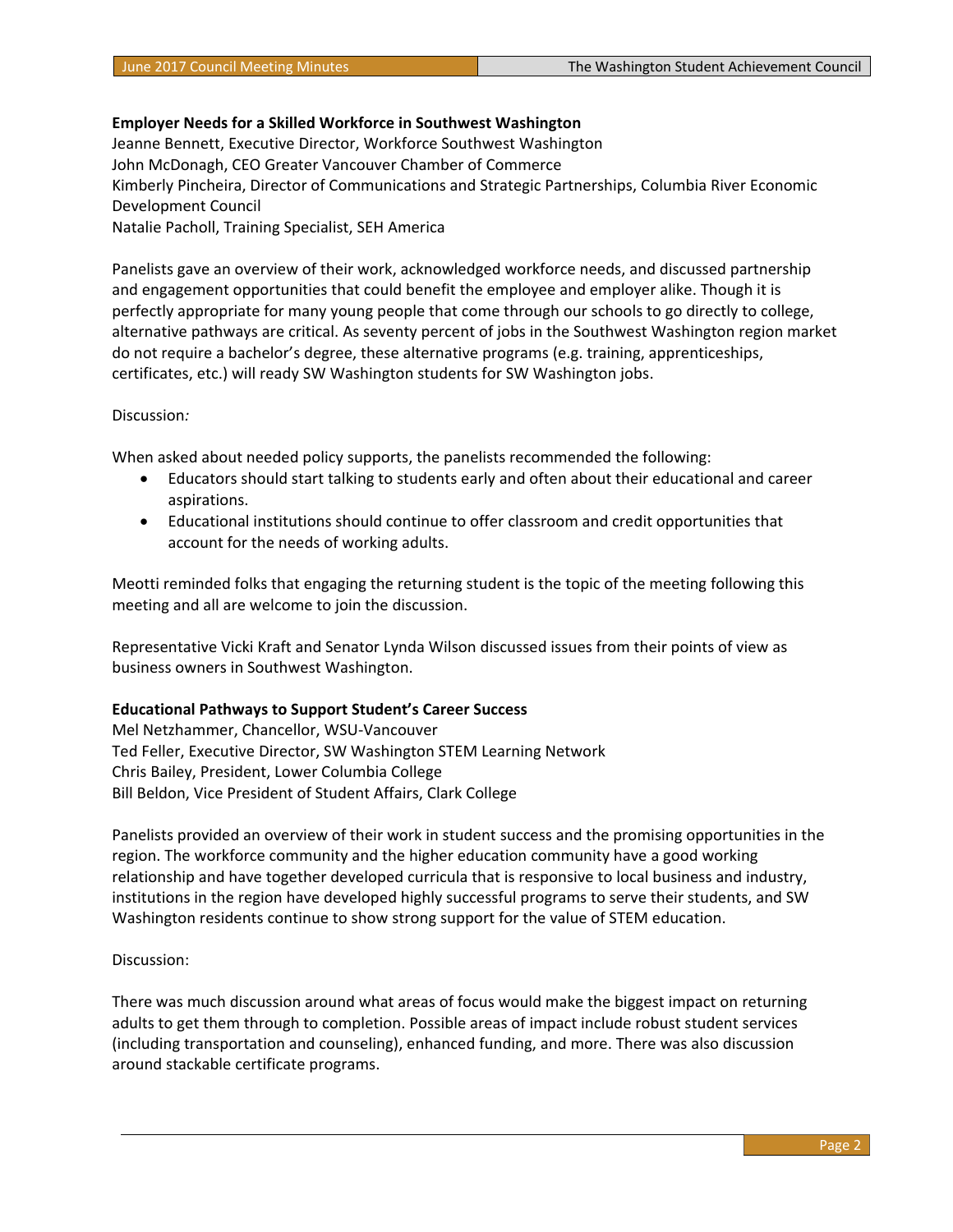**Employer Needs for a Skilled Workforce in Southwest Washington**
Jeanne Bennett, Executive Director, Workforce Southwest Washington
John McDonagh, CEO Greater Vancouver Chamber of Commerce
Kimberly Pincheira, Director of Communications and Strategic Partnerships, Columbia River Economic Development Council
Natalie Pacholl, Training Specialist, SEH America

Panelists gave an overview of their work, acknowledged workforce needs, and discussed partnership and engagement opportunities that could benefit the employee and employer alike. Though it is perfectly appropriate for many young people that come through our schools to go directly to college, alternative pathways are critical. As seventy percent of jobs in the Southwest Washington region market do not require a bachelor's degree, these alternative programs (e.g. training, apprenticeships, certificates, etc.) will ready SW Washington students for SW Washington jobs.

Discussion*:*

When asked about needed policy supports, the panelists recommended the following:

- Educators should start talking to students early and often about their educational and career aspirations.
- Educational institutions should continue to offer classroom and credit opportunities that account for the needs of working adults.

Meotti reminded folks that engaging the returning student is the topic of the meeting following this meeting and all are welcome to join the discussion.

Representative Vicki Kraft and Senator Lynda Wilson discussed issues from their points of view as business owners in Southwest Washington.

**Educational Pathways to Support Student's Career Success**
Mel Netzhammer, Chancellor, WSU-Vancouver
Ted Feller, Executive Director, SW Washington STEM Learning Network
Chris Bailey, President, Lower Columbia College
Bill Beldon, Vice President of Student Affairs, Clark College

Panelists provided an overview of their work in student success and the promising opportunities in the region. The workforce community and the higher education community have a good working relationship and have together developed curricula that is responsive to local business and industry, institutions in the region have developed highly successful programs to serve their students, and SW Washington residents continue to show strong support for the value of STEM education.

Discussion:

There was much discussion around what areas of focus would make the biggest impact on returning adults to get them through to completion. Possible areas of impact include robust student services (including transportation and counseling), enhanced funding, and more. There was also discussion around stackable certificate programs.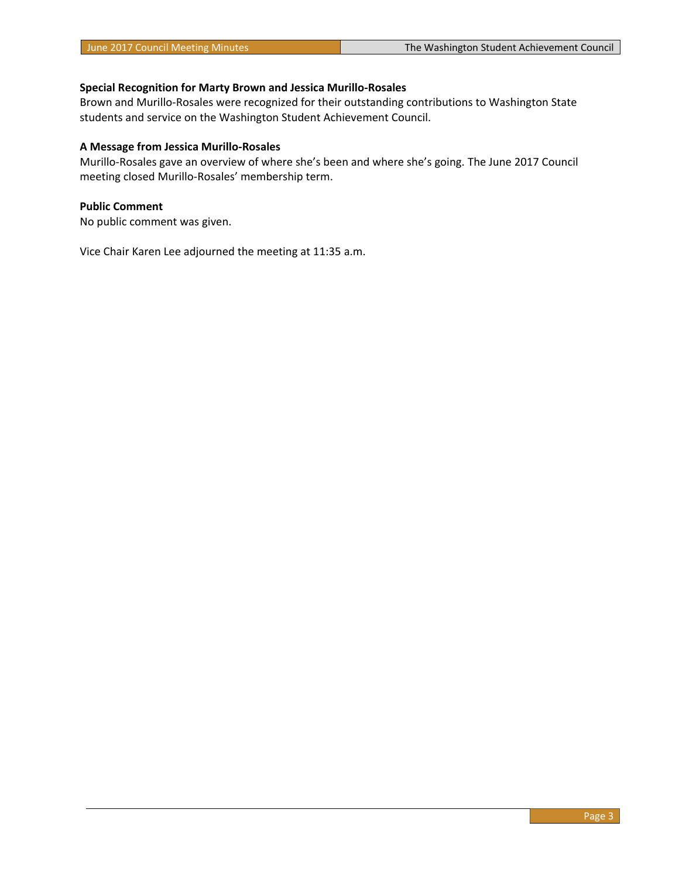**Special Recognition for Marty Brown and Jessica Murillo-Rosales**

Brown and Murillo-Rosales were recognized for their outstanding contributions to Washington State students and service on the Washington Student Achievement Council.

**A Message from Jessica Murillo-Rosales**

Murillo-Rosales gave an overview of where she's been and where she's going. The June 2017 Council meeting closed Murillo-Rosales' membership term.

**Public Comment**

No public comment was given.

Vice Chair Karen Lee adjourned the meeting at 11:35 a.m.